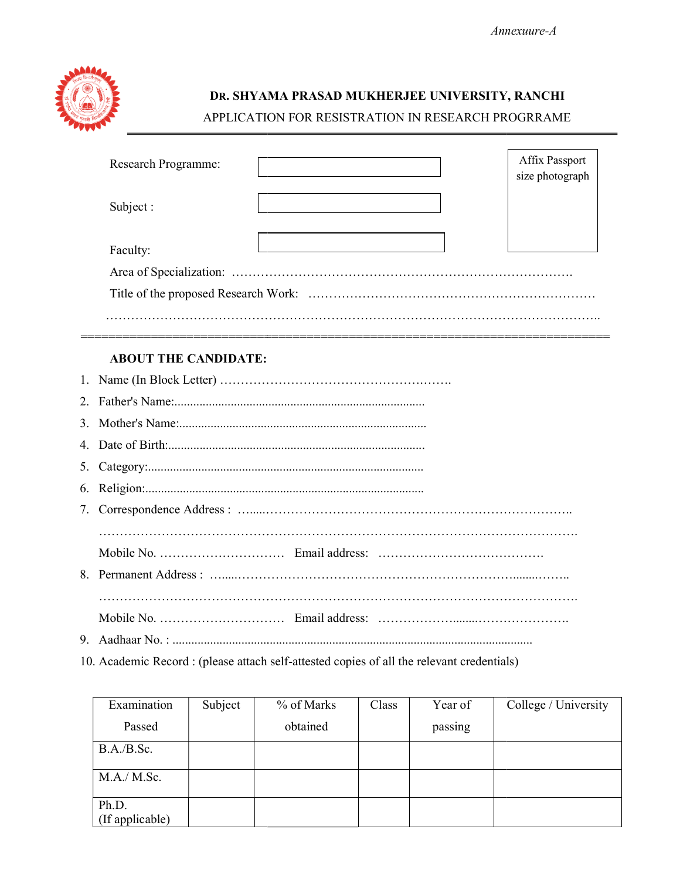*Annexuure-A*

**DR. SHYAMA PRASAD MUKHERJEE UNIVERSITY, RANCHI**

APPLICATION FOR RESISTRATION IN RESEARCH PROGRRAME

Research Programme: [ ]

Subject : [ ]

Faculty: [ ]

Affix Passport size photograph

Area of Specialization: …………………………………………………………………….

Title of the proposed Research Work: ……………………………………………………………

………………………………………………………………………………………………………..

**ABOUT THE CANDIDATE:**

1. Name (In Block Letter) ……………………………………………….
2. Father's Name:................................................................................
3. Mother's Name:..............................................................................
4. Date of Birth:.................................................................................
5. Category:.......................................................................................
6. Religion:........................................................................................
7. Correspondence Address : …....……………………………………………………………..

   ………………………………………………………………………………………………….

   Mobile No. …………………………  Email address: ………………………………….
8. Permanent Address : …....……………………………………………………........……..

   ………………………………………………………………………………………………….

   Mobile No. …………………………  Email address: …………………........………………….
9. Aadhaar No. : .................................................................................................................
10. Academic Record : (please attach self-attested copies of all the relevant credentials)

| Examination Passed | Subject | % of Marks obtained | Class | Year of passing | College / University |
|---|---|---|---|---|---|
| B.A./B.Sc. | | | | | |
| M.A./ M.Sc. | | | | | |
| Ph.D. (If applicable) | | | | | |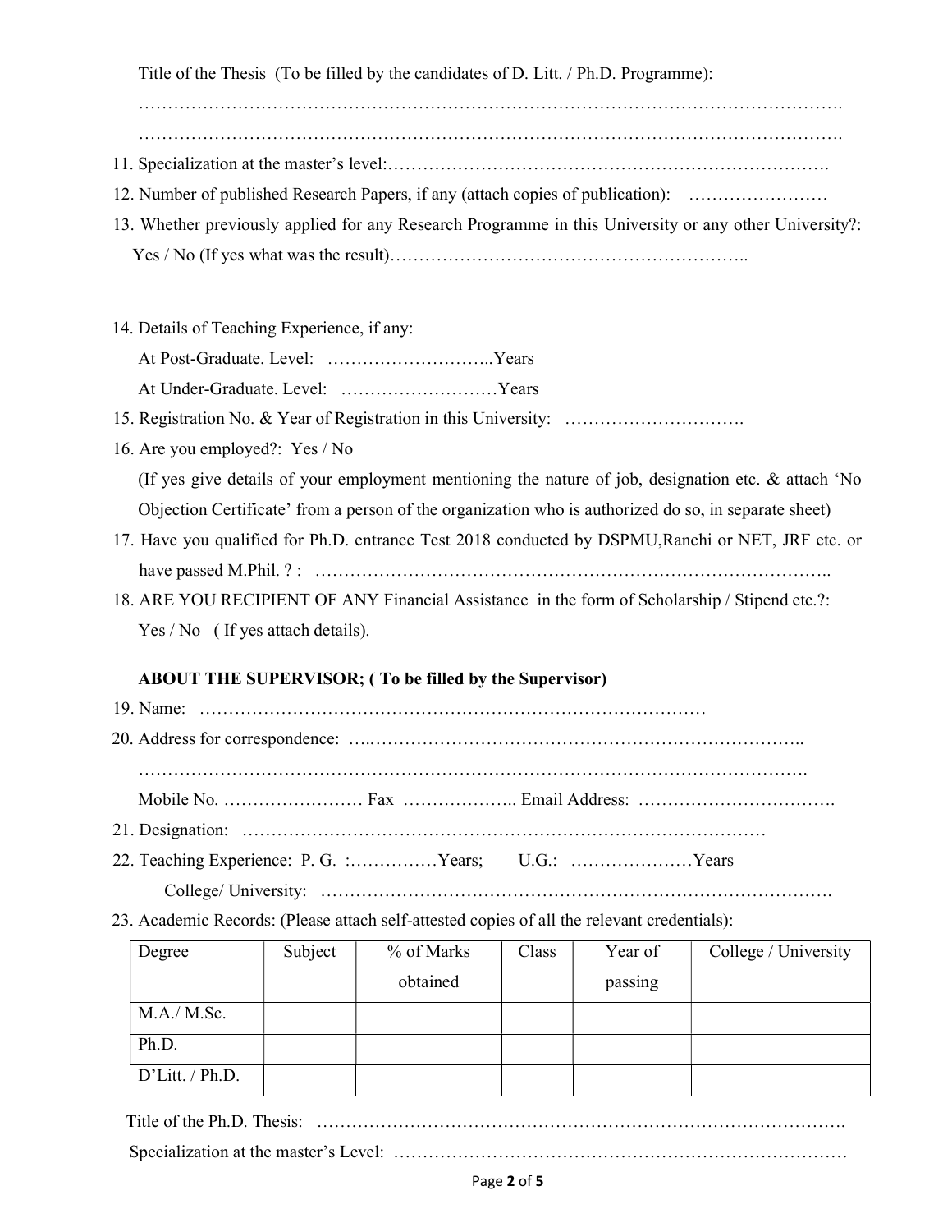Title of the Thesis (To be filled by the candidates of D. Litt. / Ph.D. Programme):

………………………………………………………………………………………………………….

………………………………………………………………………………………………………….

11. Specialization at the master's level:…………………………………………………………………….
12. Number of published Research Papers, if any (attach copies of publication): ……………………
13. Whether previously applied for any Research Programme in this University or any other University?: Yes / No (If yes what was the result)……………………………………………………..

14. Details of Teaching Experience, if any:

    At Post-Graduate. Level: ………………………..Years

    At Under-Graduate. Level: ………………………Years
15. Registration No. & Year of Registration in this University: ………………………….
16. Are you employed?: Yes / No

    (If yes give details of your employment mentioning the nature of job, designation etc. & attach 'No Objection Certificate' from a person of the organization who is authorized do so, in separate sheet)
17. Have you qualified for Ph.D. entrance Test 2018 conducted by DSPMU,Ranchi or NET, JRF etc. or have passed M.Phil. ? : …………………………………………………………………………..
18. ARE YOU RECIPIENT OF ANY Financial Assistance in the form of Scholarship / Stipend etc.?: Yes / No ( If yes attach details).

**ABOUT THE SUPERVISOR; ( To be filled by the Supervisor)**

19. Name: ……………………………………………………………………………
20. Address for correspondence: …..…………………………………………………………………..

    ………………………………………………………………………………………………….

    Mobile No. …………………… Fax ……………….. Email Address: …………………………….
21. Designation: ………………………………………………………………………………
22. Teaching Experience: P. G. :……………Years; U.G.: …………………Years

    College/ University: ………………………………………………………………………….
23. Academic Records: (Please attach self-attested copies of all the relevant credentials):

| Degree | Subject | % of Marks obtained | Class | Year of passing | College / University |
|---|---|---|---|---|---|
| M.A./ M.Sc. | | | | | |
| Ph.D. | | | | | |
| D'Litt. / Ph.D. | | | | | |

Title of the Ph.D. Thesis: ………………………………………………………………………………

Specialization at the master's Level: …………………………………………………………………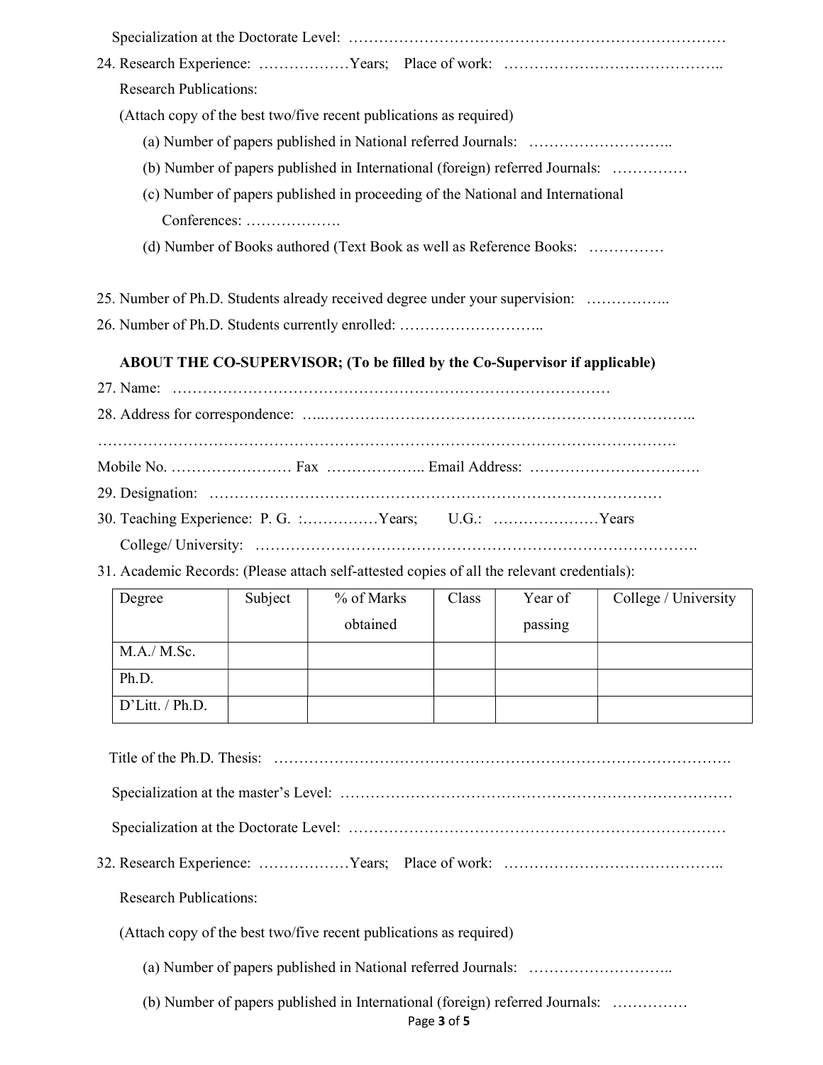Specialization at the Doctorate Level: …………………………………………………………………

24. Research Experience: ………………Years; Place of work: ……………………………………..

Research Publications:

(Attach copy of the best two/five recent publications as required)

(a) Number of papers published in National referred Journals: ………………………..

(b) Number of papers published in International (foreign) referred Journals: ……………

(c) Number of papers published in proceeding of the National and International Conferences: ……………….

(d) Number of Books authored (Text Book as well as Reference Books: ……………

25. Number of Ph.D. Students already received degree under your supervision: ……………..

26. Number of Ph.D. Students currently enrolled: ………………………..

**ABOUT THE CO-SUPERVISOR; (To be filled by the Co-Supervisor if applicable)**

27. Name: ……………………………………………………………………………

28. Address for correspondence: …..……………………………………………………………..

……………………………………………………………………………………………………….

Mobile No. …………………… Fax ……………….. Email Address: …………………………….

29. Designation: ……………………………………………………………………………

30. Teaching Experience: P. G. :……………Years; U.G.: …………………Years

College/ University: ………………………………………………………………………….

31. Academic Records: (Please attach self-attested copies of all the relevant credentials):

| Degree | Subject | % of Marks obtained | Class | Year of passing | College / University |
|---|---|---|---|---|---|
| M.A./ M.Sc. | | | | | |
| Ph.D. | | | | | |
| D'Litt. / Ph.D. | | | | | |

Title of the Ph.D. Thesis: ……………………………………………………………………………….

Specialization at the master's Level: …………………………………………………………………

Specialization at the Doctorate Level: …………………………………………………………………

32. Research Experience: ………………Years; Place of work: ……………………………………..

Research Publications:

(Attach copy of the best two/five recent publications as required)

(a) Number of papers published in National referred Journals: ………………………..

(b) Number of papers published in International (foreign) referred Journals: ……………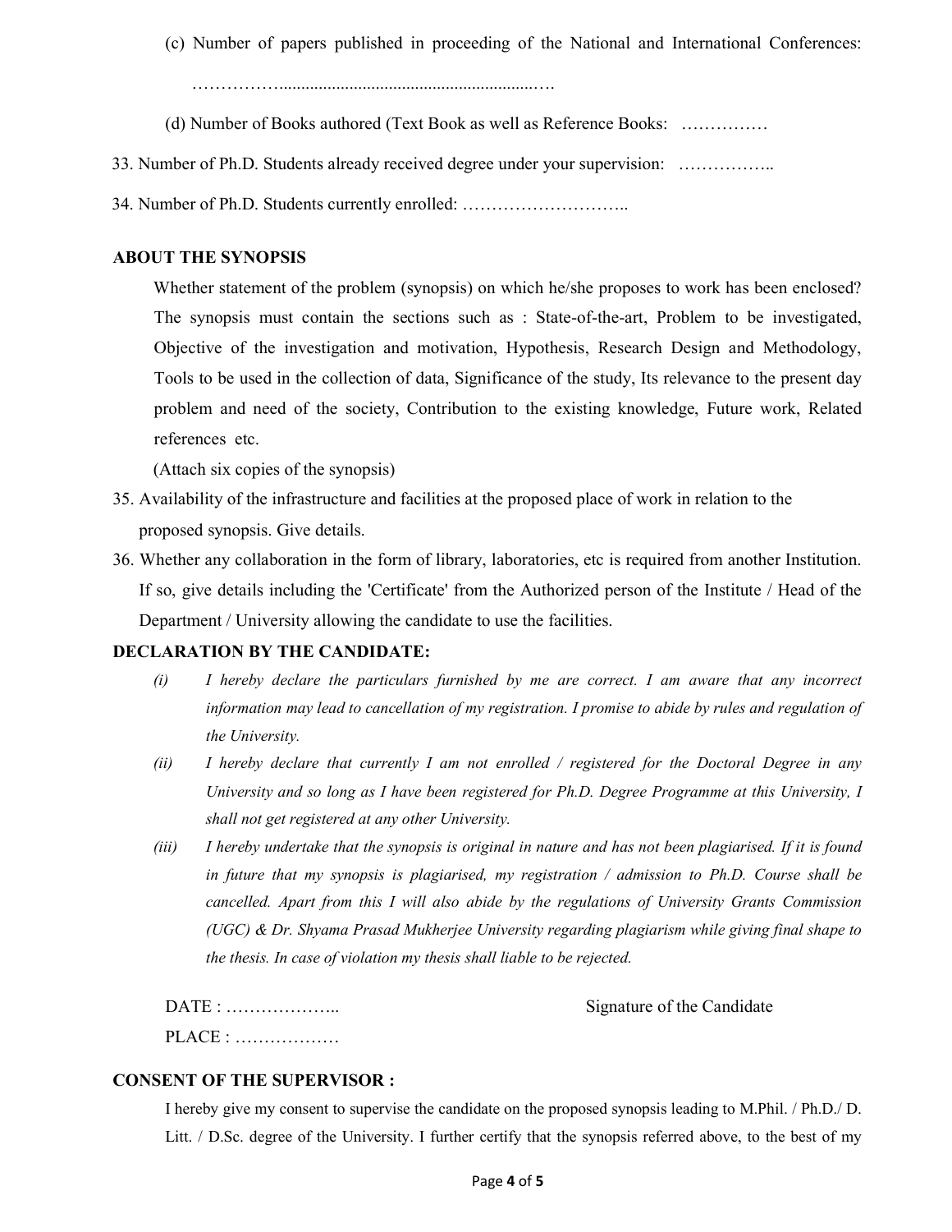(c) Number of papers published in proceeding of the National and International Conferences: ……………..........................................................….

(d) Number of Books authored (Text Book as well as Reference Books: ……………

33. Number of Ph.D. Students already received degree under your supervision: ……………..

34. Number of Ph.D. Students currently enrolled: ………………………..

**ABOUT THE SYNOPSIS**

Whether statement of the problem (synopsis) on which he/she proposes to work has been enclosed? The synopsis must contain the sections such as : State-of-the-art, Problem to be investigated, Objective of the investigation and motivation, Hypothesis, Research Design and Methodology, Tools to be used in the collection of data, Significance of the study, Its relevance to the present day problem and need of the society, Contribution to the existing knowledge, Future work, Related references etc.

(Attach six copies of the synopsis)

35. Availability of the infrastructure and facilities at the proposed place of work in relation to the proposed synopsis. Give details.

36. Whether any collaboration in the form of library, laboratories, etc is required from another Institution. If so, give details including the 'Certificate' from the Authorized person of the Institute / Head of the Department / University allowing the candidate to use the facilities.

**DECLARATION BY THE CANDIDATE:**

*(i) I hereby declare the particulars furnished by me are correct. I am aware that any incorrect information may lead to cancellation of my registration. I promise to abide by rules and regulation of the University.*

*(ii) I hereby declare that currently I am not enrolled / registered for the Doctoral Degree in any University and so long as I have been registered for Ph.D. Degree Programme at this University, I shall not get registered at any other University.*

*(iii) I hereby undertake that the synopsis is original in nature and has not been plagiarised. If it is found in future that my synopsis is plagiarised, my registration / admission to Ph.D. Course shall be cancelled. Apart from this I will also abide by the regulations of University Grants Commission (UGC) & Dr. Shyama Prasad Mukherjee University regarding plagiarism while giving final shape to the thesis. In case of violation my thesis shall liable to be rejected.*

DATE : ……………….. Signature of the Candidate

PLACE : ………………

**CONSENT OF THE SUPERVISOR :**

I hereby give my consent to supervise the candidate on the proposed synopsis leading to M.Phil. / Ph.D./ D. Litt. / D.Sc. degree of the University. I further certify that the synopsis referred above, to the best of my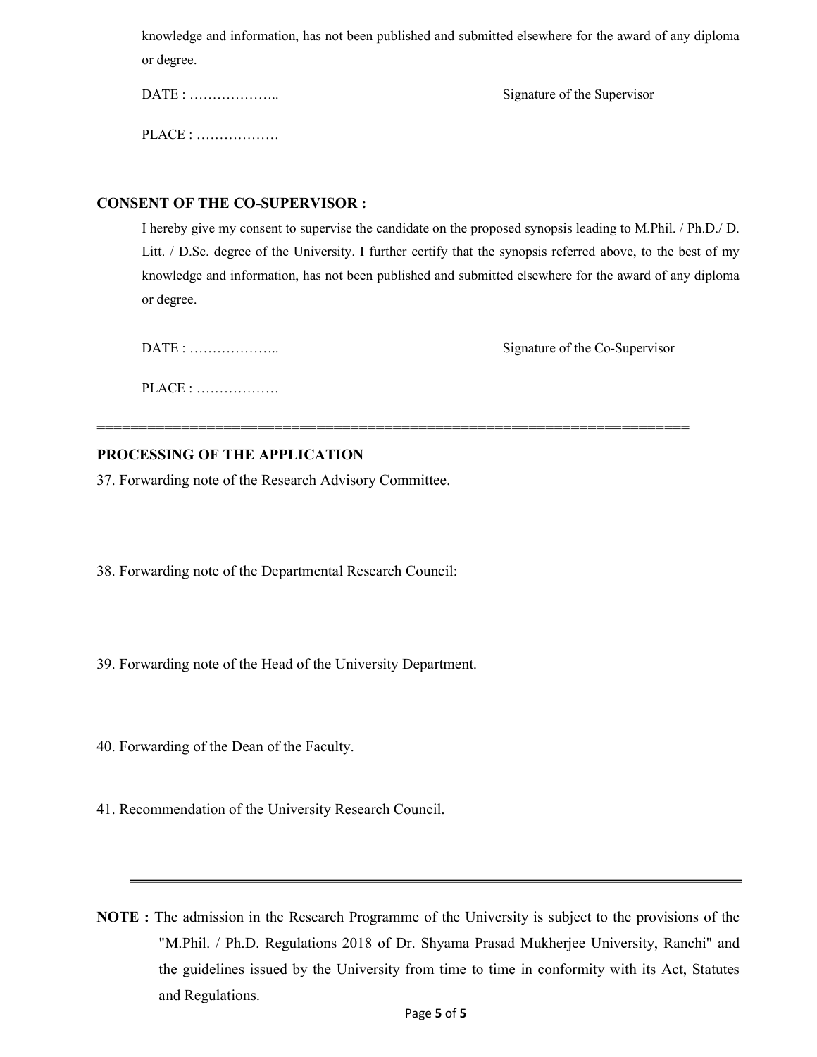knowledge and information, has not been published and submitted elsewhere for the award of any diploma or degree.

DATE : ……………….. Signature of the Supervisor

PLACE : ………………

**CONSENT OF THE CO-SUPERVISOR :**

I hereby give my consent to supervise the candidate on the proposed synopsis leading to M.Phil. / Ph.D./ D. Litt. / D.Sc. degree of the University. I further certify that the synopsis referred above, to the best of my knowledge and information, has not been published and submitted elsewhere for the award of any diploma or degree.

DATE : ……………….. Signature of the Co-Supervisor

PLACE : ………………

==================================================================

**PROCESSING OF THE APPLICATION**

37. Forwarding note of the Research Advisory Committee.

38. Forwarding note of the Departmental Research Council:

39. Forwarding note of the Head of the University Department.

40. Forwarding of the Dean of the Faculty.

41. Recommendation of the University Research Council.

---

**NOTE :** The admission in the Research Programme of the University is subject to the provisions of the "M.Phil. / Ph.D. Regulations 2018 of Dr. Shyama Prasad Mukherjee University, Ranchi" and the guidelines issued by the University from time to time in conformity with its Act, Statutes and Regulations.